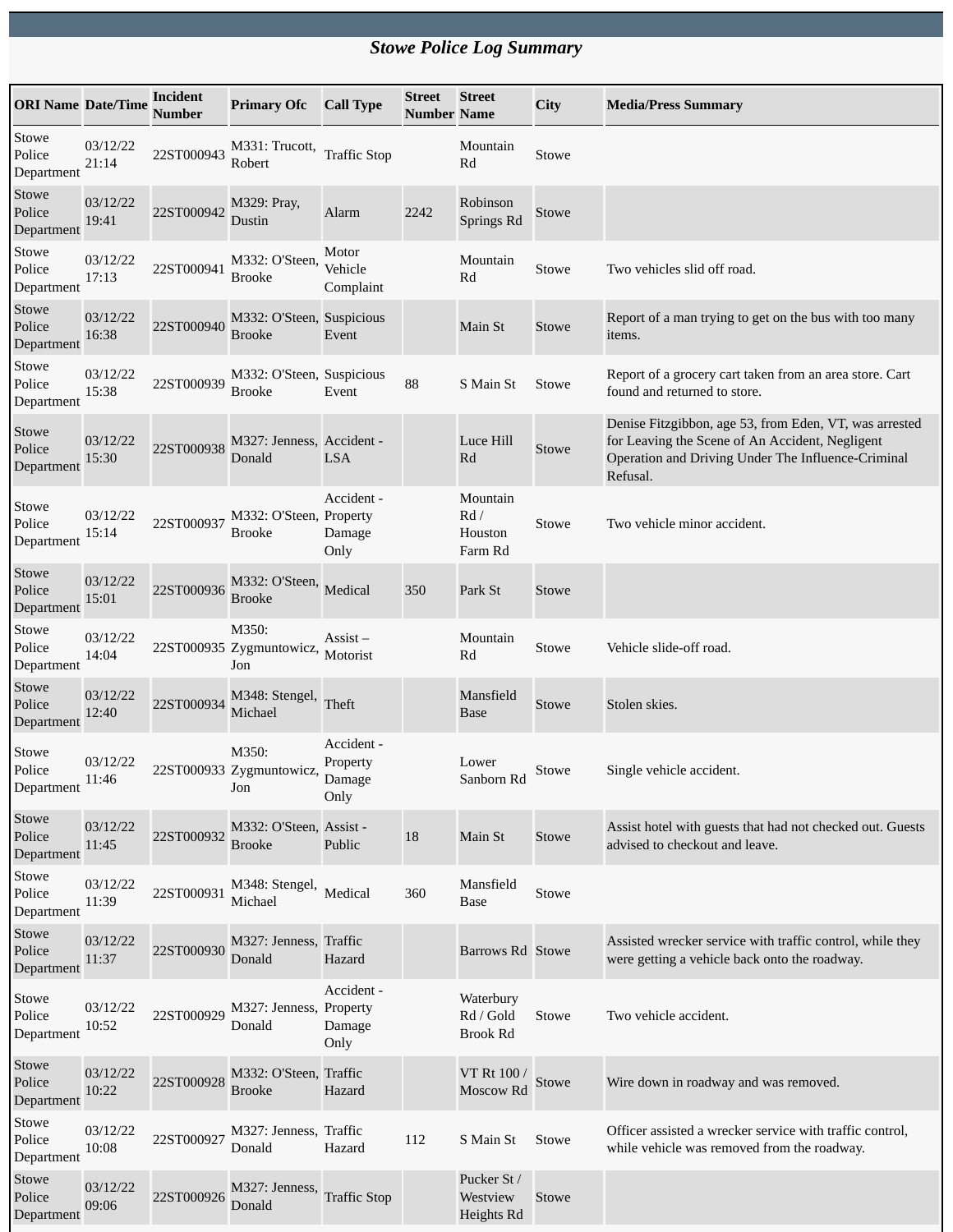# *Stowe Police Log Summary*

| ORI Name | Date/Time | Incident Number | Primary Ofc | Call Type | Street Number | Street Name | City | Media/Press Summary |
|---|---|---|---|---|---|---|---|---|
| Stowe Police Department | 03/12/22 21:14 | 22ST000943 | M331: Trucott, Robert | Traffic Stop | | Mountain Rd | Stowe | |
| Stowe Police Department | 03/12/22 19:41 | 22ST000942 | M329: Pray, Dustin | Alarm | 2242 | Robinson Springs Rd | Stowe | |
| Stowe Police Department | 03/12/22 17:13 | 22ST000941 | M332: O'Steen, Brooke | Motor Vehicle Complaint | | Mountain Rd | Stowe | Two vehicles slid off road. |
| Stowe Police Department | 03/12/22 16:38 | 22ST000940 | M332: O'Steen, Brooke | Suspicious Event | | Main St | Stowe | Report of a man trying to get on the bus with too many items. |
| Stowe Police Department | 03/12/22 15:38 | 22ST000939 | M332: O'Steen, Brooke | Suspicious Event | 88 | S Main St | Stowe | Report of a grocery cart taken from an area store. Cart found and returned to store. |
| Stowe Police Department | 03/12/22 15:30 | 22ST000938 | M327: Jenness, Donald | Accident - LSA | | Luce Hill Rd | Stowe | Denise Fitzgibbon, age 53, from Eden, VT, was arrested for Leaving the Scene of An Accident, Negligent Operation and Driving Under The Influence-Criminal Refusal. |
| Stowe Police Department | 03/12/22 15:14 | 22ST000937 | M332: O'Steen, Brooke | Accident - Property Damage Only | | Mountain Rd / Houston Farm Rd | Stowe | Two vehicle minor accident. |
| Stowe Police Department | 03/12/22 15:01 | 22ST000936 | M332: O'Steen, Brooke | Medical | 350 | Park St | Stowe | |
| Stowe Police Department | 03/12/22 14:04 | 22ST000935 | M350: Zygmuntowicz, Jon | Assist – Motorist | | Mountain Rd | Stowe | Vehicle slide-off road. |
| Stowe Police Department | 03/12/22 12:40 | 22ST000934 | M348: Stengel, Michael | Theft | | Mansfield Base | Stowe | Stolen skies. |
| Stowe Police Department | 03/12/22 11:46 | 22ST000933 | M350: Zygmuntowicz, Jon | Accident - Property Damage Only | | Lower Sanborn Rd | Stowe | Single vehicle accident. |
| Stowe Police Department | 03/12/22 11:45 | 22ST000932 | M332: O'Steen, Brooke | Assist - Public | 18 | Main St | Stowe | Assist hotel with guests that had not checked out. Guests advised to checkout and leave. |
| Stowe Police Department | 03/12/22 11:39 | 22ST000931 | M348: Stengel, Michael | Medical | 360 | Mansfield Base | Stowe | |
| Stowe Police Department | 03/12/22 11:37 | 22ST000930 | M327: Jenness, Donald | Traffic Hazard | | Barrows Rd | Stowe | Assisted wrecker service with traffic control, while they were getting a vehicle back onto the roadway. |
| Stowe Police Department | 03/12/22 10:52 | 22ST000929 | M327: Jenness, Donald | Accident - Property Damage Only | | Waterbury Rd / Gold Brook Rd | Stowe | Two vehicle accident. |
| Stowe Police Department | 03/12/22 10:22 | 22ST000928 | M332: O'Steen, Brooke | Traffic Hazard | | VT Rt 100 / Moscow Rd | Stowe | Wire down in roadway and was removed. |
| Stowe Police Department | 03/12/22 10:08 | 22ST000927 | M327: Jenness, Donald | Traffic Hazard | 112 | S Main St | Stowe | Officer assisted a wrecker service with traffic control, while vehicle was removed from the roadway. |
| Stowe Police Department | 03/12/22 09:06 | 22ST000926 | M327: Jenness, Donald | Traffic Stop | | Pucker St / Westview Heights Rd | Stowe | |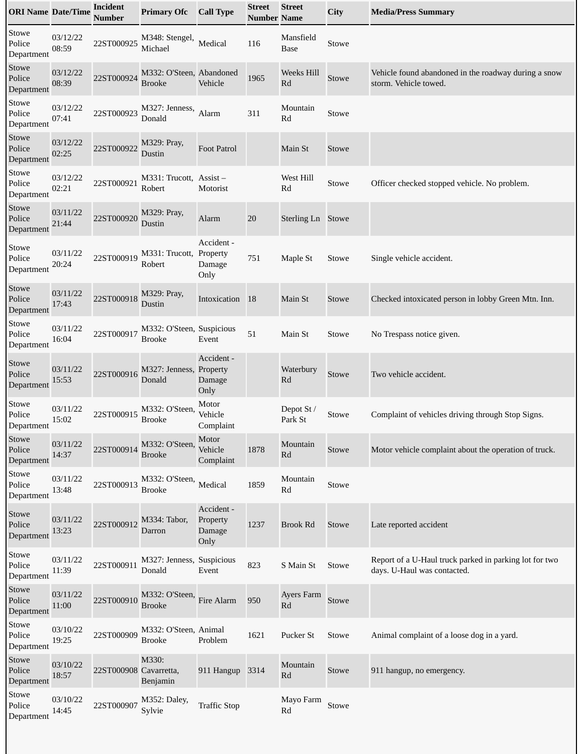| ORI Name | Date/Time | Incident Number | Primary Ofc | Call Type | Street Number | Street Name | City | Media/Press Summary |
|---|---|---|---|---|---|---|---|---|
| Stowe Police Department | 03/12/22 08:59 | 22ST000925 | M348: Stengel, Michael | Medical | 116 | Mansfield Base | Stowe | |
| Stowe Police Department | 03/12/22 08:39 | 22ST000924 | M332: O'Steen, Brooke | Abandoned Vehicle | 1965 | Weeks Hill Rd | Stowe | Vehicle found abandoned in the roadway during a snow storm. Vehicle towed. |
| Stowe Police Department | 03/12/22 07:41 | 22ST000923 | M327: Jenness, Donald | Alarm | 311 | Mountain Rd | Stowe | |
| Stowe Police Department | 03/12/22 02:25 | 22ST000922 | M329: Pray, Dustin | Foot Patrol | | Main St | Stowe | |
| Stowe Police Department | 03/12/22 02:21 | 22ST000921 | M331: Trucott, Robert | Assist – Motorist | | West Hill Rd | Stowe | Officer checked stopped vehicle. No problem. |
| Stowe Police Department | 03/11/22 21:44 | 22ST000920 | M329: Pray, Dustin | Alarm | 20 | Sterling Ln | Stowe | |
| Stowe Police Department | 03/11/22 20:24 | 22ST000919 | M331: Trucott, Robert | Accident - Property Damage Only | 751 | Maple St | Stowe | Single vehicle accident. |
| Stowe Police Department | 03/11/22 17:43 | 22ST000918 | M329: Pray, Dustin | Intoxication | 18 | Main St | Stowe | Checked intoxicated person in lobby Green Mtn. Inn. |
| Stowe Police Department | 03/11/22 16:04 | 22ST000917 | M332: O'Steen, Brooke | Suspicious Event | 51 | Main St | Stowe | No Trespass notice given. |
| Stowe Police Department | 03/11/22 15:53 | 22ST000916 | M327: Jenness, Donald | Accident - Property Damage Only | | Waterbury Rd | Stowe | Two vehicle accident. |
| Stowe Police Department | 03/11/22 15:02 | 22ST000915 | M332: O'Steen, Brooke | Motor Vehicle Complaint | | Depot St / Park St | Stowe | Complaint of vehicles driving through Stop Signs. |
| Stowe Police Department | 03/11/22 14:37 | 22ST000914 | M332: O'Steen, Brooke | Motor Vehicle Complaint | 1878 | Mountain Rd | Stowe | Motor vehicle complaint about the operation of truck. |
| Stowe Police Department | 03/11/22 13:48 | 22ST000913 | M332: O'Steen, Brooke | Medical | 1859 | Mountain Rd | Stowe | |
| Stowe Police Department | 03/11/22 13:23 | 22ST000912 | M334: Tabor, Darron | Accident - Property Damage Only | 1237 | Brook Rd | Stowe | Late reported accident |
| Stowe Police Department | 03/11/22 11:39 | 22ST000911 | M327: Jenness, Donald | Suspicious Event | 823 | S Main St | Stowe | Report of a U-Haul truck parked in parking lot for two days. U-Haul was contacted. |
| Stowe Police Department | 03/11/22 11:00 | 22ST000910 | M332: O'Steen, Brooke | Fire Alarm | 950 | Ayers Farm Rd | Stowe | |
| Stowe Police Department | 03/10/22 19:25 | 22ST000909 | M332: O'Steen, Brooke | Animal Problem | 1621 | Pucker St | Stowe | Animal complaint of a loose dog in a yard. |
| Stowe Police Department | 03/10/22 18:57 | 22ST000908 | M330: Cavarretta, Benjamin | 911 Hangup | 3314 | Mountain Rd | Stowe | 911 hangup, no emergency. |
| Stowe Police Department | 03/10/22 14:45 | 22ST000907 | M352: Daley, Sylvie | Traffic Stop | | Mayo Farm Rd | Stowe | |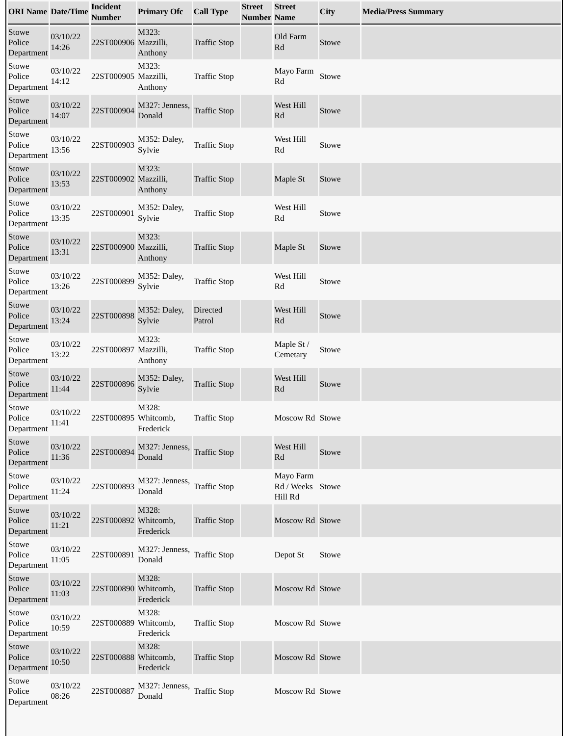| ORI Name | Date/Time | Incident Number | Primary Ofc | Call Type | Street Number | Street Name | City | Media/Press Summary |
|---|---|---|---|---|---|---|---|---|
| Stowe Police Department | 03/10/22 14:26 | 22ST000906 | M323: Mazzilli, Anthony | Traffic Stop | | Old Farm Rd | Stowe | |
| Stowe Police Department | 03/10/22 14:12 | 22ST000905 | M323: Mazzilli, Anthony | Traffic Stop | | Mayo Farm Rd | Stowe | |
| Stowe Police Department | 03/10/22 14:07 | 22ST000904 | M327: Jenness, Donald | Traffic Stop | | West Hill Rd | Stowe | |
| Stowe Police Department | 03/10/22 13:56 | 22ST000903 | M352: Daley, Sylvie | Traffic Stop | | West Hill Rd | Stowe | |
| Stowe Police Department | 03/10/22 13:53 | 22ST000902 | M323: Mazzilli, Anthony | Traffic Stop | | Maple St | Stowe | |
| Stowe Police Department | 03/10/22 13:35 | 22ST000901 | M352: Daley, Sylvie | Traffic Stop | | West Hill Rd | Stowe | |
| Stowe Police Department | 03/10/22 13:31 | 22ST000900 | M323: Mazzilli, Anthony | Traffic Stop | | Maple St | Stowe | |
| Stowe Police Department | 03/10/22 13:26 | 22ST000899 | M352: Daley, Sylvie | Traffic Stop | | West Hill Rd | Stowe | |
| Stowe Police Department | 03/10/22 13:24 | 22ST000898 | M352: Daley, Sylvie | Directed Patrol | | West Hill Rd | Stowe | |
| Stowe Police Department | 03/10/22 13:22 | 22ST000897 | M323: Mazzilli, Anthony | Traffic Stop | | Maple St / Cemetary | Stowe | |
| Stowe Police Department | 03/10/22 11:44 | 22ST000896 | M352: Daley, Sylvie | Traffic Stop | | West Hill Rd | Stowe | |
| Stowe Police Department | 03/10/22 11:41 | 22ST000895 | M328: Whitcomb, Frederick | Traffic Stop | | Moscow Rd | Stowe | |
| Stowe Police Department | 03/10/22 11:36 | 22ST000894 | M327: Jenness, Donald | Traffic Stop | | West Hill Rd | Stowe | |
| Stowe Police Department | 03/10/22 11:24 | 22ST000893 | M327: Jenness, Donald | Traffic Stop | | Mayo Farm Rd / Weeks Hill Rd | Stowe | |
| Stowe Police Department | 03/10/22 11:21 | 22ST000892 | M328: Whitcomb, Frederick | Traffic Stop | | Moscow Rd | Stowe | |
| Stowe Police Department | 03/10/22 11:05 | 22ST000891 | M327: Jenness, Donald | Traffic Stop | | Depot St | Stowe | |
| Stowe Police Department | 03/10/22 11:03 | 22ST000890 | M328: Whitcomb, Frederick | Traffic Stop | | Moscow Rd | Stowe | |
| Stowe Police Department | 03/10/22 10:59 | 22ST000889 | M328: Whitcomb, Frederick | Traffic Stop | | Moscow Rd | Stowe | |
| Stowe Police Department | 03/10/22 10:50 | 22ST000888 | M328: Whitcomb, Frederick | Traffic Stop | | Moscow Rd | Stowe | |
| Stowe Police Department | 03/10/22 08:26 | 22ST000887 | M327: Jenness, Donald | Traffic Stop | | Moscow Rd | Stowe | |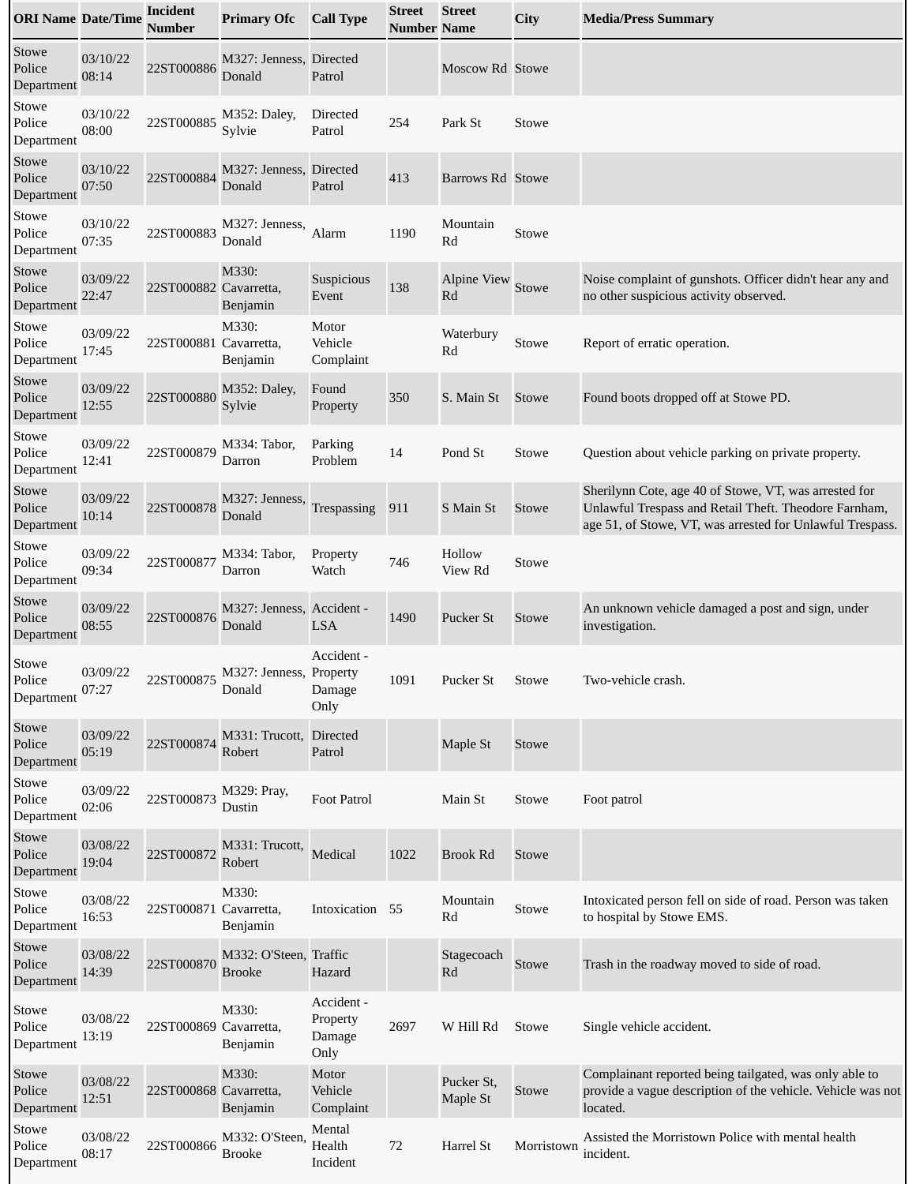| ORI Name | Date/Time | Incident Number | Primary Ofc | Call Type | Street Number | Street Name | City | Media/Press Summary |
|---|---|---|---|---|---|---|---|---|
| Stowe Police Department | 03/10/22 08:14 | 22ST000886 | M327: Jenness, Donald | Directed Patrol | | Moscow Rd | Stowe | |
| Stowe Police Department | 03/10/22 08:00 | 22ST000885 | M352: Daley, Sylvie | Directed Patrol | 254 | Park St | Stowe | |
| Stowe Police Department | 03/10/22 07:50 | 22ST000884 | M327: Jenness, Donald | Directed Patrol | 413 | Barrows Rd | Stowe | |
| Stowe Police Department | 03/10/22 07:35 | 22ST000883 | M327: Jenness, Donald | Alarm | 1190 | Mountain Rd | Stowe | |
| Stowe Police Department | 03/09/22 22:47 | 22ST000882 | M330: Cavarretta, Benjamin | Suspicious Event | 138 | Alpine View Rd | Stowe | Noise complaint of gunshots. Officer didn't hear any and no other suspicious activity observed. |
| Stowe Police Department | 03/09/22 17:45 | 22ST000881 | M330: Cavarretta, Benjamin | Motor Vehicle Complaint | | Waterbury Rd | Stowe | Report of erratic operation. |
| Stowe Police Department | 03/09/22 12:55 | 22ST000880 | M352: Daley, Sylvie | Found Property | 350 | S. Main St | Stowe | Found boots dropped off at Stowe PD. |
| Stowe Police Department | 03/09/22 12:41 | 22ST000879 | M334: Tabor, Darron | Parking Problem | 14 | Pond St | Stowe | Question about vehicle parking on private property. |
| Stowe Police Department | 03/09/22 10:14 | 22ST000878 | M327: Jenness, Donald | Trespassing | 911 | S Main St | Stowe | Sherilynn Cote, age 40 of Stowe, VT, was arrested for Unlawful Trespass and Retail Theft. Theodore Farnham, age 51, of Stowe, VT, was arrested for Unlawful Trespass. |
| Stowe Police Department | 03/09/22 09:34 | 22ST000877 | M334: Tabor, Darron | Property Watch | 746 | Hollow View Rd | Stowe | |
| Stowe Police Department | 03/09/22 08:55 | 22ST000876 | M327: Jenness, Donald | Accident - LSA | 1490 | Pucker St | Stowe | An unknown vehicle damaged a post and sign, under investigation. |
| Stowe Police Department | 03/09/22 07:27 | 22ST000875 | M327: Jenness, Donald | Accident - Property Damage Only | 1091 | Pucker St | Stowe | Two-vehicle crash. |
| Stowe Police Department | 03/09/22 05:19 | 22ST000874 | M331: Trucott, Robert | Directed Patrol | | Maple St | Stowe | |
| Stowe Police Department | 03/09/22 02:06 | 22ST000873 | M329: Pray, Dustin | Foot Patrol | | Main St | Stowe | Foot patrol |
| Stowe Police Department | 03/08/22 19:04 | 22ST000872 | M331: Trucott, Robert | Medical | 1022 | Brook Rd | Stowe | |
| Stowe Police Department | 03/08/22 16:53 | 22ST000871 | M330: Cavarretta, Benjamin | Intoxication | 55 | Mountain Rd | Stowe | Intoxicated person fell on side of road. Person was taken to hospital by Stowe EMS. |
| Stowe Police Department | 03/08/22 14:39 | 22ST000870 | M332: O'Steen, Brooke | Traffic Hazard | | Stagecoach Rd | Stowe | Trash in the roadway moved to side of road. |
| Stowe Police Department | 03/08/22 13:19 | 22ST000869 | M330: Cavarretta, Benjamin | Accident - Property Damage Only | 2697 | W Hill Rd | Stowe | Single vehicle accident. |
| Stowe Police Department | 03/08/22 12:51 | 22ST000868 | M330: Cavarretta, Benjamin | Motor Vehicle Complaint | | Pucker St, Maple St | Stowe | Complainant reported being tailgated, was only able to provide a vague description of the vehicle. Vehicle was not located. |
| Stowe Police Department | 03/08/22 08:17 | 22ST000866 | M332: O'Steen, Brooke | Mental Health Incident | 72 | Harrel St | Morristown | Assisted the Morristown Police with mental health incident. |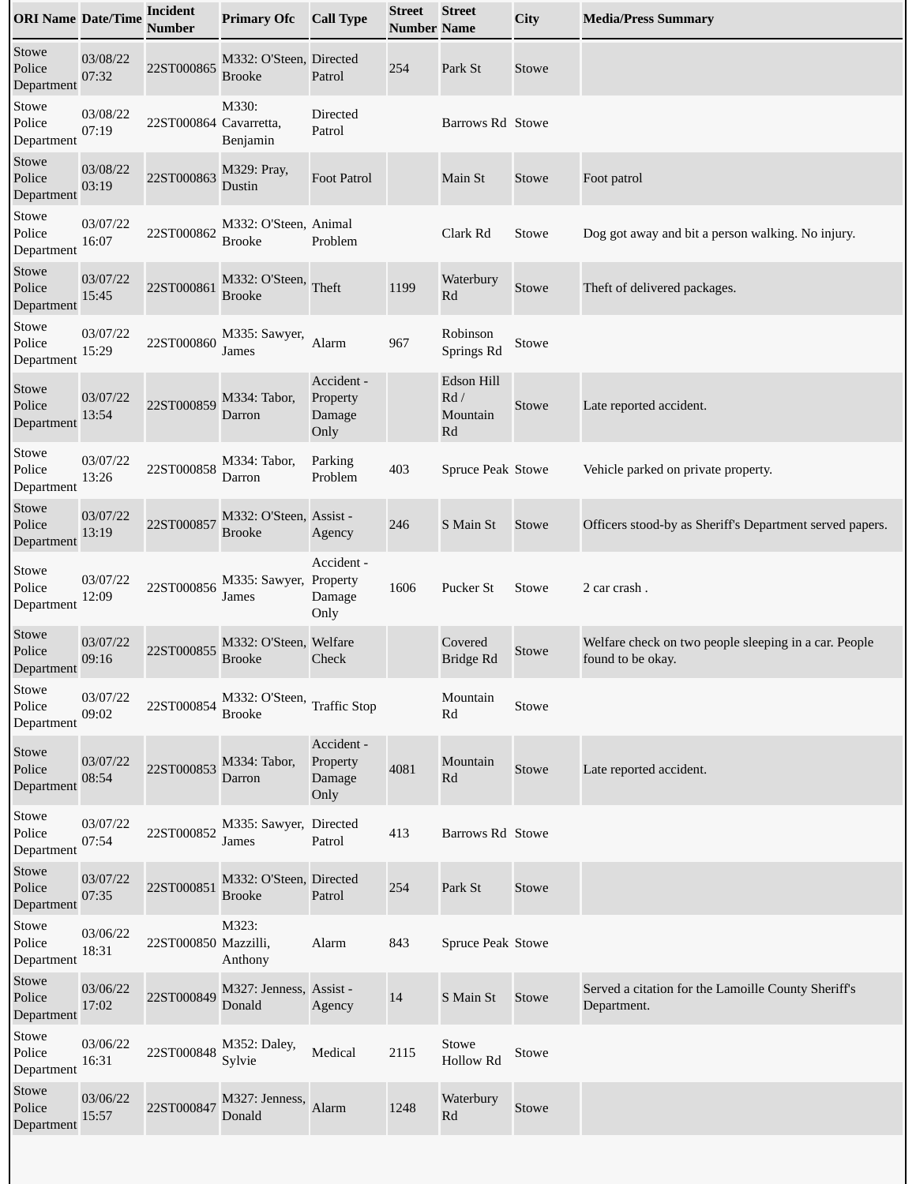| ORI Name | Date/Time | Incident Number | Primary Ofc | Call Type | Street Number | Street Name | City | Media/Press Summary |
|---|---|---|---|---|---|---|---|---|
| Stowe Police Department | 03/08/22 07:32 | 22ST000865 | M332: O'Steen, Brooke | Directed Patrol | 254 | Park St | Stowe | |
| Stowe Police Department | 03/08/22 07:19 | 22ST000864 | M330: Cavarretta, Benjamin | Directed Patrol | | Barrows Rd | Stowe | |
| Stowe Police Department | 03/08/22 03:19 | 22ST000863 | M329: Pray, Dustin | Foot Patrol | | Main St | Stowe | Foot patrol |
| Stowe Police Department | 03/07/22 16:07 | 22ST000862 | M332: O'Steen, Brooke | Animal Problem | | Clark Rd | Stowe | Dog got away and bit a person walking. No injury. |
| Stowe Police Department | 03/07/22 15:45 | 22ST000861 | M332: O'Steen, Brooke | Theft | 1199 | Waterbury Rd | Stowe | Theft of delivered packages. |
| Stowe Police Department | 03/07/22 15:29 | 22ST000860 | M335: Sawyer, James | Alarm | 967 | Robinson Springs Rd | Stowe | |
| Stowe Police Department | 03/07/22 13:54 | 22ST000859 | M334: Tabor, Darron | Accident - Property Damage Only | | Edson Hill Rd / Mountain Rd | Stowe | Late reported accident. |
| Stowe Police Department | 03/07/22 13:26 | 22ST000858 | M334: Tabor, Darron | Parking Problem | 403 | Spruce Peak | Stowe | Vehicle parked on private property. |
| Stowe Police Department | 03/07/22 13:19 | 22ST000857 | M332: O'Steen, Brooke | Assist - Agency | 246 | S Main St | Stowe | Officers stood-by as Sheriff's Department served papers. |
| Stowe Police Department | 03/07/22 12:09 | 22ST000856 | M335: Sawyer, James | Accident - Property Damage Only | 1606 | Pucker St | Stowe | 2 car crash . |
| Stowe Police Department | 03/07/22 09:16 | 22ST000855 | M332: O'Steen, Brooke | Welfare Check | | Covered Bridge Rd | Stowe | Welfare check on two people sleeping in a car. People found to be okay. |
| Stowe Police Department | 03/07/22 09:02 | 22ST000854 | M332: O'Steen, Brooke | Traffic Stop | | Mountain Rd | Stowe | |
| Stowe Police Department | 03/07/22 08:54 | 22ST000853 | M334: Tabor, Darron | Accident - Property Damage Only | 4081 | Mountain Rd | Stowe | Late reported accident. |
| Stowe Police Department | 03/07/22 07:54 | 22ST000852 | M335: Sawyer, James | Directed Patrol | 413 | Barrows Rd | Stowe | |
| Stowe Police Department | 03/07/22 07:35 | 22ST000851 | M332: O'Steen, Brooke | Directed Patrol | 254 | Park St | Stowe | |
| Stowe Police Department | 03/06/22 18:31 | 22ST000850 | M323: Mazzilli, Anthony | Alarm | 843 | Spruce Peak | Stowe | |
| Stowe Police Department | 03/06/22 17:02 | 22ST000849 | M327: Jenness, Donald | Assist - Agency | 14 | S Main St | Stowe | Served a citation for the Lamoille County Sheriff's Department. |
| Stowe Police Department | 03/06/22 16:31 | 22ST000848 | M352: Daley, Sylvie | Medical | 2115 | Stowe Hollow Rd | Stowe | |
| Stowe Police Department | 03/06/22 15:57 | 22ST000847 | M327: Jenness, Donald | Alarm | 1248 | Waterbury Rd | Stowe | |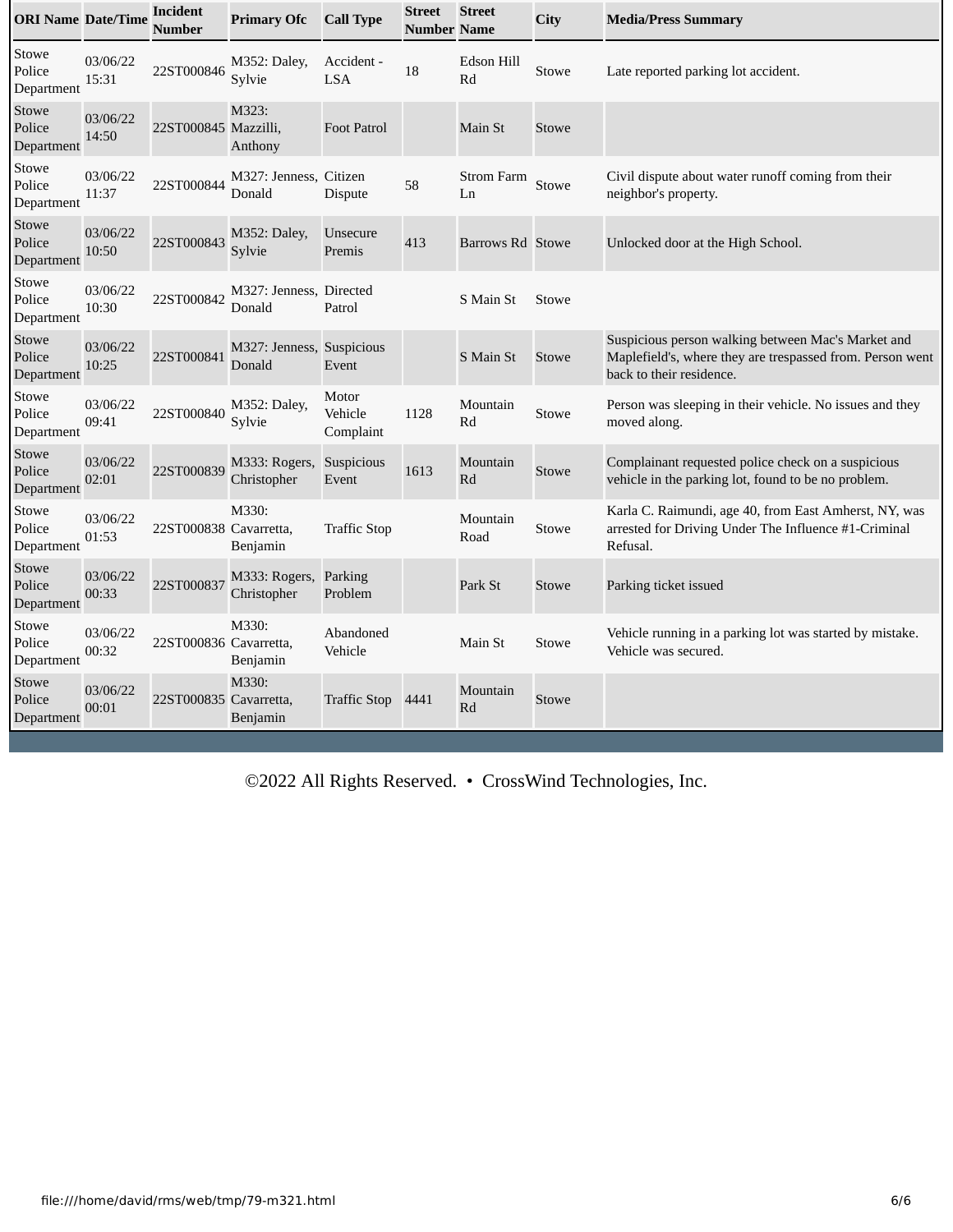| ORI Name | Date/Time | Incident Number | Primary Ofc | Call Type | Street Number | Street Name | City | Media/Press Summary |
|---|---|---|---|---|---|---|---|---|
| Stowe Police Department | 03/06/22 15:31 | 22ST000846 | M352: Daley, Sylvie | Accident - LSA | 18 | Edson Hill Rd | Stowe | Late reported parking lot accident. |
| Stowe Police Department | 03/06/22 14:50 | 22ST000845 | M323: Mazzilli, Anthony | Foot Patrol | | Main St | Stowe | |
| Stowe Police Department | 03/06/22 11:37 | 22ST000844 | M327: Jenness, Donald | Citizen Dispute | 58 | Strom Farm Ln | Stowe | Civil dispute about water runoff coming from their neighbor's property. |
| Stowe Police Department | 03/06/22 10:50 | 22ST000843 | M352: Daley, Sylvie | Unsecure Premis | 413 | Barrows Rd | Stowe | Unlocked door at the High School. |
| Stowe Police Department | 03/06/22 10:30 | 22ST000842 | M327: Jenness, Donald | Directed Patrol | | S Main St | Stowe | |
| Stowe Police Department | 03/06/22 10:25 | 22ST000841 | M327: Jenness, Donald | Suspicious Event | | S Main St | Stowe | Suspicious person walking between Mac's Market and Maplefield's, where they are trespassed from. Person went back to their residence. |
| Stowe Police Department | 03/06/22 09:41 | 22ST000840 | M352: Daley, Sylvie | Motor Vehicle Complaint | 1128 | Mountain Rd | Stowe | Person was sleeping in their vehicle. No issues and they moved along. |
| Stowe Police Department | 03/06/22 02:01 | 22ST000839 | M333: Rogers, Christopher | Suspicious Event | 1613 | Mountain Rd | Stowe | Complainant requested police check on a suspicious vehicle in the parking lot, found to be no problem. |
| Stowe Police Department | 03/06/22 01:53 | 22ST000838 | M330: Cavarretta, Benjamin | Traffic Stop | | Mountain Road | Stowe | Karla C. Raimundi, age 40, from East Amherst, NY, was arrested for Driving Under The Influence #1-Criminal Refusal. |
| Stowe Police Department | 03/06/22 00:33 | 22ST000837 | M333: Rogers, Christopher | Parking Problem | | Park St | Stowe | Parking ticket issued |
| Stowe Police Department | 03/06/22 00:32 | 22ST000836 | M330: Cavarretta, Benjamin | Abandoned Vehicle | | Main St | Stowe | Vehicle running in a parking lot was started by mistake. Vehicle was secured. |
| Stowe Police Department | 03/06/22 00:01 | 22ST000835 | M330: Cavarretta, Benjamin | Traffic Stop | 4441 | Mountain Rd | Stowe | |

©2022 All Rights Reserved. • CrossWind Technologies, Inc.